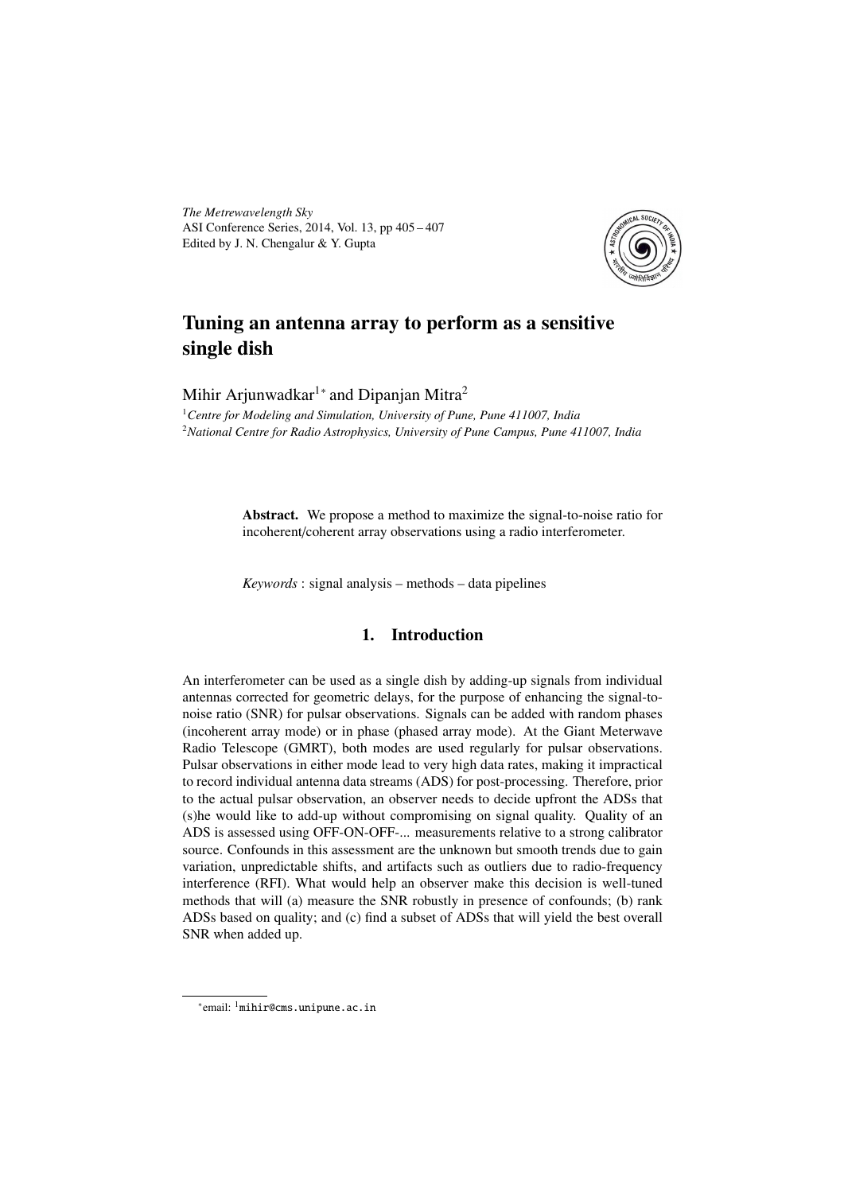# Tuning an antenna array to perform as a sensitive single dish

Mihir Arjunwadkar[1]* and Dipanjan Mitra[2]

[1] *Centre for Modeling and Simulation, University of Pune, Pune 411007, India*
[2] *National Centre for Radio Astrophysics, University of Pune Campus, Pune 411007, India*

**Abstract.** We propose a method to maximize the signal-to-noise ratio for incoherent/coherent array observations using a radio interferometer.

*Keywords* : signal analysis – methods – data pipelines

## 1. Introduction

An interferometer can be used as a single dish by adding-up signals from individual antennas corrected for geometric delays, for the purpose of enhancing the signal-to-noise ratio (SNR) for pulsar observations. Signals can be added with random phases (incoherent array mode) or in phase (phased array mode). At the Giant Meterwave Radio Telescope (GMRT), both modes are used regularly for pulsar observations. Pulsar observations in either mode lead to very high data rates, making it impractical to record individual antenna data streams (ADS) for post-processing. Therefore, prior to the actual pulsar observation, an observer needs to decide upfront the ADSs that (s)he would like to add-up without compromising on signal quality. Quality of an ADS is assessed using OFF-ON-OFF-... measurements relative to a strong calibrator source. Confounds in this assessment are the unknown but smooth trends due to gain variation, unpredictable shifts, and artifacts such as outliers due to radio-frequency interference (RFI). What would help an observer make this decision is well-tuned methods that will (a) measure the SNR robustly in presence of confounds; (b) rank ADSs based on quality; and (c) find a subset of ADSs that will yield the best overall SNR when added up.

*email: [1]mihir@cms.unipune.ac.in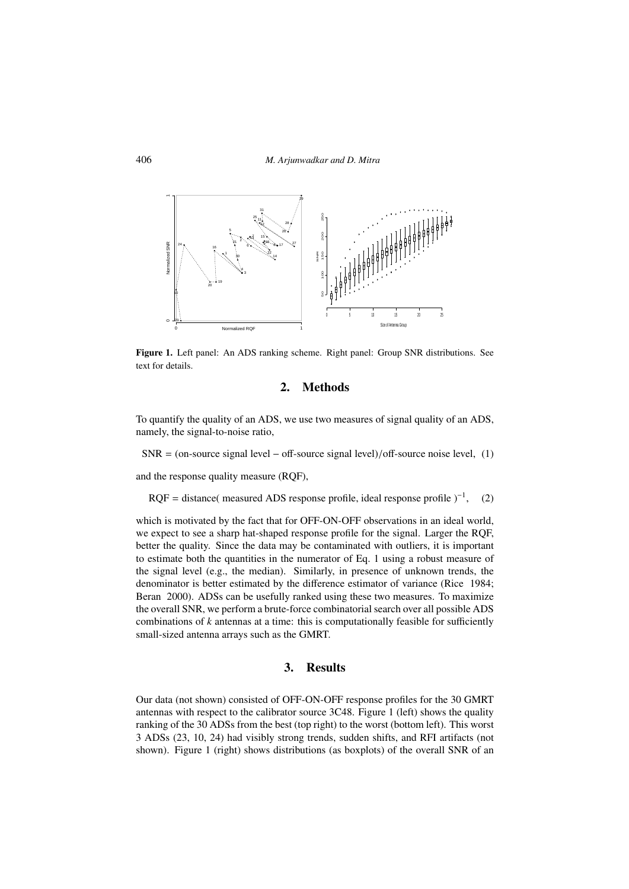Figure 1. Left panel: An ADS ranking scheme. Right panel: Group SNR distributions. See text for details.

## 2. Methods

To quantify the quality of an ADS, we use two measures of signal quality of an ADS, namely, the signal-to-noise ratio,

$$\text{SNR} = (\text{on-source signal level} - \text{off-source signal level})/\text{off-source noise level}, \quad (1)$$

and the response quality measure (RQF),

$$\text{RQF} = \text{distance( measured ADS response profile, ideal response profile )}^{-1}, \quad (2)$$

which is motivated by the fact that for OFF-ON-OFF observations in an ideal world, we expect to see a sharp hat-shaped response profile for the signal. Larger the RQF, better the quality. Since the data may be contaminated with outliers, it is important to estimate both the quantities in the numerator of Eq. 1 using a robust measure of the signal level (e.g., the median). Similarly, in presence of unknown trends, the denominator is better estimated by the difference estimator of variance (Rice 1984; Beran 2000). ADSs can be usefully ranked using these two measures. To maximize the overall SNR, we perform a brute-force combinatorial search over all possible ADS combinations of $k$ antennas at a time: this is computationally feasible for sufficiently small-sized antenna arrays such as the GMRT.

## 3. Results

Our data (not shown) consisted of OFF-ON-OFF response profiles for the 30 GMRT antennas with respect to the calibrator source 3C48. Figure 1 (left) shows the quality ranking of the 30 ADSs from the best (top right) to the worst (bottom left). This worst 3 ADSs (23, 10, 24) had visibly strong trends, sudden shifts, and RFI artifacts (not shown). Figure 1 (right) shows distributions (as boxplots) of the overall SNR of an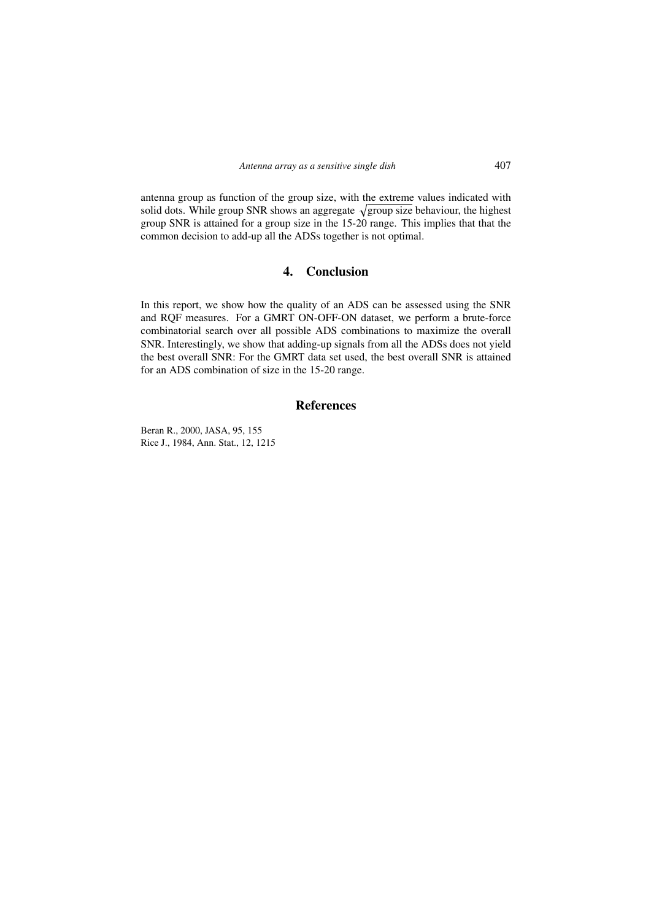antenna group as function of the group size, with the extreme values indicated with solid dots. While group SNR shows an aggregate $\sqrt{\text{group size}}$ behaviour, the highest group SNR is attained for a group size in the 15-20 range. This implies that that the common decision to add-up all the ADSs together is not optimal.

## 4. Conclusion

In this report, we show how the quality of an ADS can be assessed using the SNR and RQF measures. For a GMRT ON-OFF-ON dataset, we perform a brute-force combinatorial search over all possible ADS combinations to maximize the overall SNR. Interestingly, we show that adding-up signals from all the ADSs does not yield the best overall SNR: For the GMRT data set used, the best overall SNR is attained for an ADS combination of size in the 15-20 range.

## References

Beran R., 2000, JASA, 95, 155

Rice J., 1984, Ann. Stat., 12, 1215